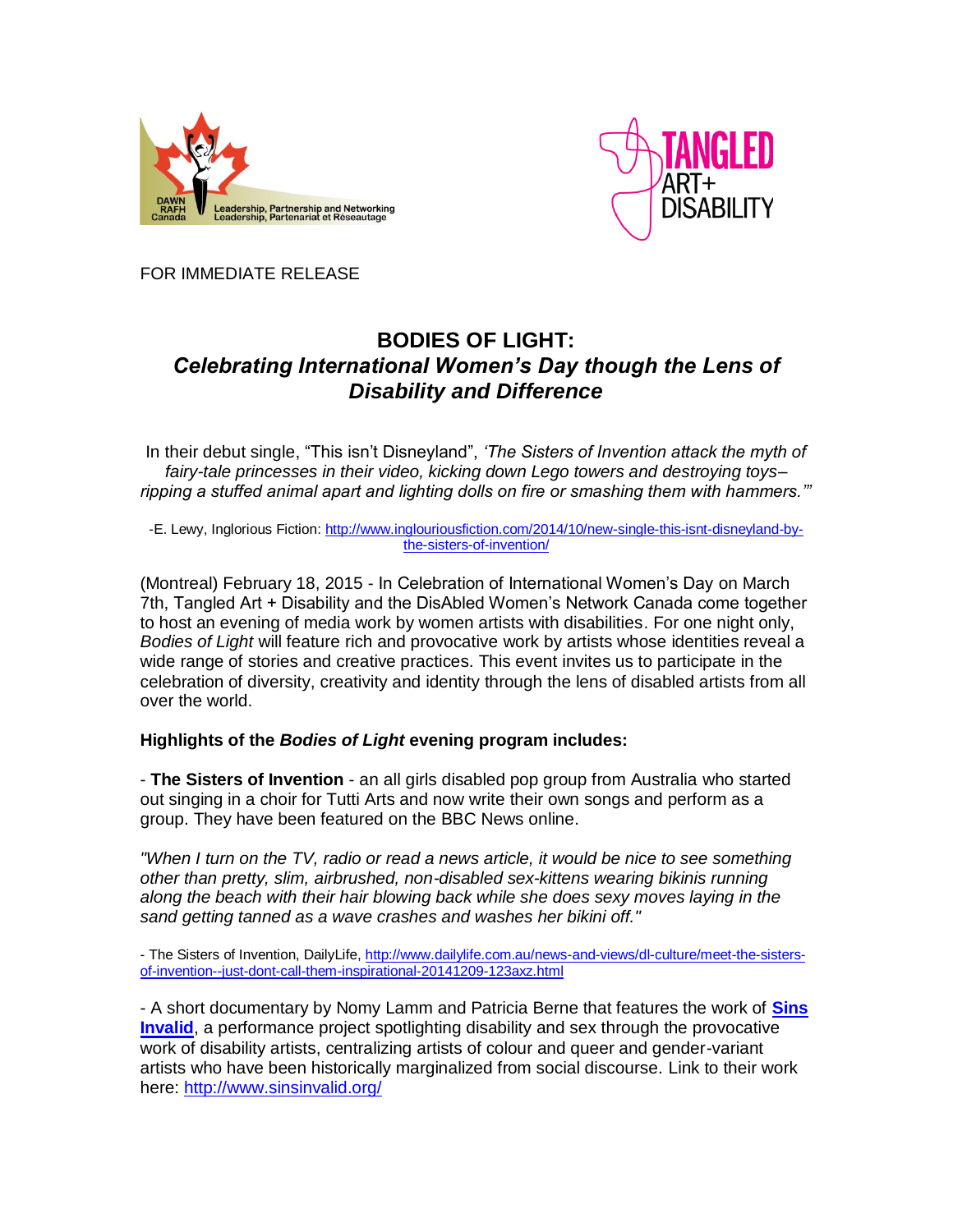DAWN RAFH Canada — Leadership, Partnership and Networking / Leadership, Partenariat et Réseautage

TANGLED ART+ DISABILITY

FOR IMMEDIATE RELEASE

# BODIES OF LIGHT:
## *Celebrating International Women's Day though the Lens of Disability and Difference*

In their debut single, "This isn't Disneyland", *'The Sisters of Invention attack the myth of fairy-tale princesses in their video, kicking down Lego towers and destroying toys– ripping a stuffed animal apart and lighting dolls on fire or smashing them with hammers.'"*

-E. Lewy, Inglorious Fiction: http://www.inglouriousfiction.com/2014/10/new-single-this-isnt-disneyland-by-the-sisters-of-invention/

(Montreal) February 18, 2015 - In Celebration of International Women's Day on March 7th, Tangled Art + Disability and the DisAbled Women's Network Canada come together to host an evening of media work by women artists with disabilities. For one night only, *Bodies of Light* will feature rich and provocative work by artists whose identities reveal a wide range of stories and creative practices. This event invites us to participate in the celebration of diversity, creativity and identity through the lens of disabled artists from all over the world.

**Highlights of the *Bodies of Light* evening program includes:**

- **The Sisters of Invention** - an all girls disabled pop group from Australia who started out singing in a choir for Tutti Arts and now write their own songs and perform as a group. They have been featured on the BBC News online.

*"When I turn on the TV, radio or read a news article, it would be nice to see something other than pretty, slim, airbrushed, non-disabled sex-kittens wearing bikinis running along the beach with their hair blowing back while she does sexy moves laying in the sand getting tanned as a wave crashes and washes her bikini off."*

- The Sisters of Invention, DailyLife, http://www.dailylife.com.au/news-and-views/dl-culture/meet-the-sisters-of-invention--just-dont-call-them-inspirational-20141209-123axz.html

- A short documentary by Nomy Lamm and Patricia Berne that features the work of **Sins Invalid**, a performance project spotlighting disability and sex through the provocative work of disability artists, centralizing artists of colour and queer and gender-variant artists who have been historically marginalized from social discourse. Link to their work here: http://www.sinsinvalid.org/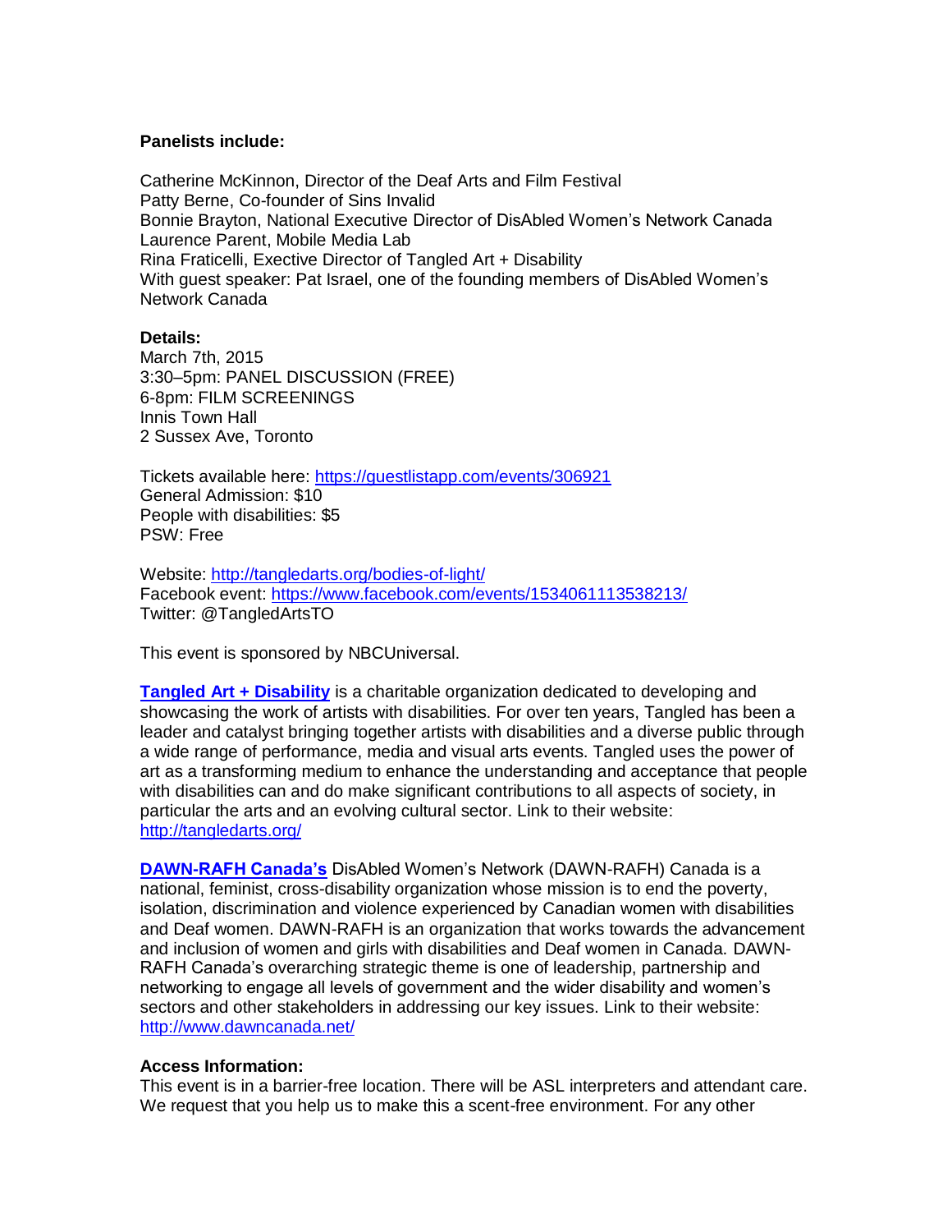**Panelists include:**

Catherine McKinnon, Director of the Deaf Arts and Film Festival
Patty Berne, Co-founder of Sins Invalid
Bonnie Brayton, National Executive Director of DisAbled Women's Network Canada
Laurence Parent, Mobile Media Lab
Rina Fraticelli, Exective Director of Tangled Art + Disability
With guest speaker: Pat Israel, one of the founding members of DisAbled Women's Network Canada

**Details:**
March 7th, 2015
3:30–5pm: PANEL DISCUSSION (FREE)
6-8pm: FILM SCREENINGS
Innis Town Hall
2 Sussex Ave, Toronto

Tickets available here: https://guestlistapp.com/events/306921
General Admission: $10
People with disabilities: $5
PSW: Free

Website: http://tangledarts.org/bodies-of-light/
Facebook event: https://www.facebook.com/events/1534061113538213/
Twitter: @TangledArtsTO

This event is sponsored by NBCUniversal.

**Tangled Art + Disability** is a charitable organization dedicated to developing and showcasing the work of artists with disabilities. For over ten years, Tangled has been a leader and catalyst bringing together artists with disabilities and a diverse public through a wide range of performance, media and visual arts events. Tangled uses the power of art as a transforming medium to enhance the understanding and acceptance that people with disabilities can and do make significant contributions to all aspects of society, in particular the arts and an evolving cultural sector. Link to their website: http://tangledarts.org/

**DAWN-RAFH Canada's** DisAbled Women's Network (DAWN-RAFH) Canada is a national, feminist, cross-disability organization whose mission is to end the poverty, isolation, discrimination and violence experienced by Canadian women with disabilities and Deaf women. DAWN-RAFH is an organization that works towards the advancement and inclusion of women and girls with disabilities and Deaf women in Canada. DAWN-RAFH Canada's overarching strategic theme is one of leadership, partnership and networking to engage all levels of government and the wider disability and women's sectors and other stakeholders in addressing our key issues. Link to their website: http://www.dawncanada.net/

**Access Information:**
This event is in a barrier-free location. There will be ASL interpreters and attendant care. We request that you help us to make this a scent-free environment. For any other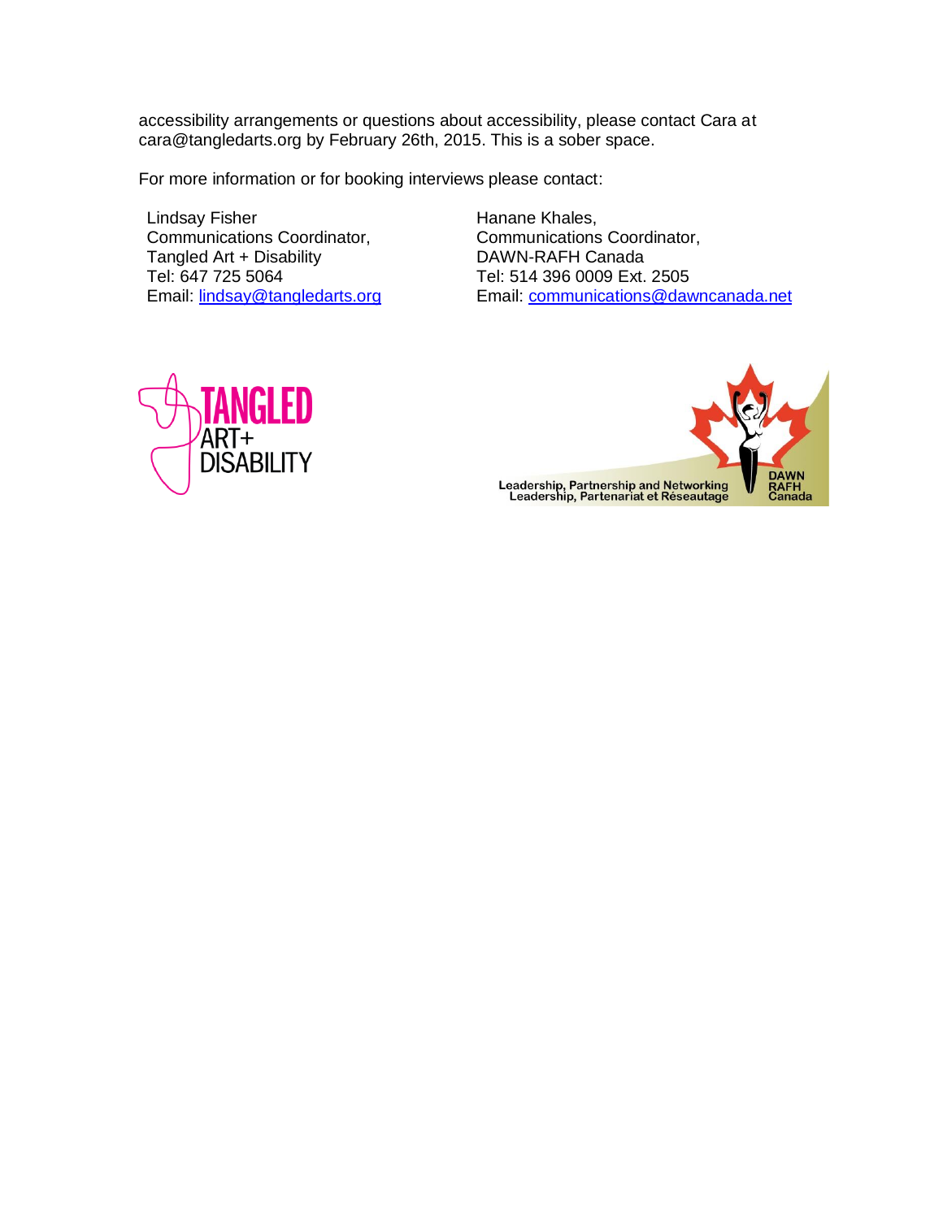accessibility arrangements or questions about accessibility, please contact Cara at cara@tangledarts.org by February 26th, 2015. This is a sober space.

For more information or for booking interviews please contact:

Lindsay Fisher
Communications Coordinator,
Tangled Art + Disability
Tel: 647 725 5064
Email: lindsay@tangledarts.org

Hanane Khales,
Communications Coordinator,
DAWN-RAFH Canada
Tel: 514 396 0009 Ext. 2505
Email: communications@dawncanada.net